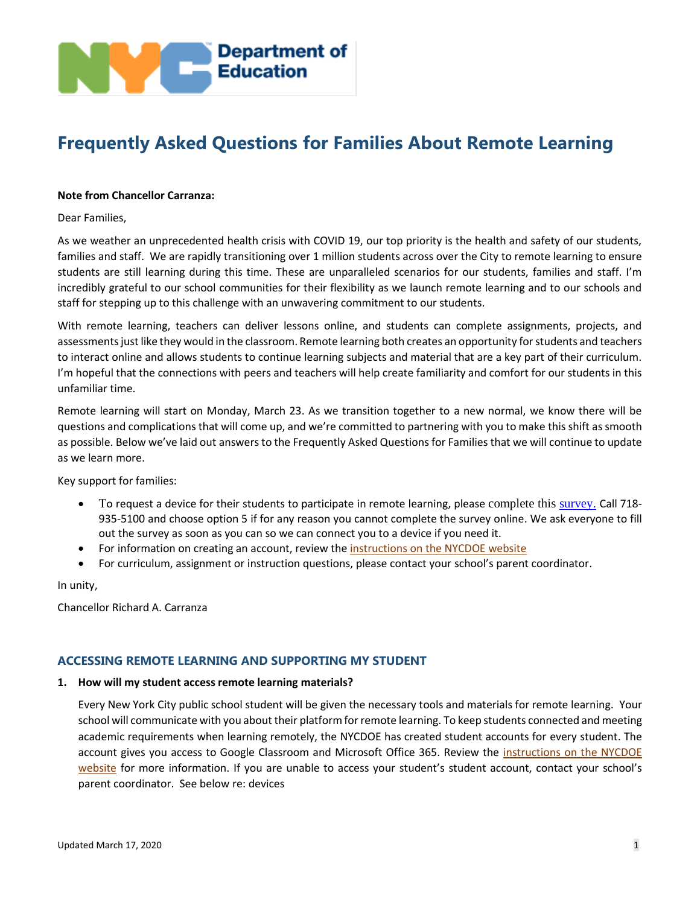# Frequently Asked Questions for Families About Remote Learning

**Note from Chancellor Carranza:**

Dear Families,

As we weather an unprecedented health crisis with COVID 19, our top priority is the health and safety of our students, families and staff. We are rapidly transitioning over 1 million students across over the City to remote learning to ensure students are still learning during this time. These are unparalleled scenarios for our students, families and staff. I'm incredibly grateful to our school communities for their flexibility as we launch remote learning and to our schools and staff for stepping up to this challenge with an unwavering commitment to our students.

With remote learning, teachers can deliver lessons online, and students can complete assignments, projects, and assessments just like they would in the classroom. Remote learning both creates an opportunity for students and teachers to interact online and allows students to continue learning subjects and material that are a key part of their curriculum. I'm hopeful that the connections with peers and teachers will help create familiarity and comfort for our students in this unfamiliar time.

Remote learning will start on Monday, March 23. As we transition together to a new normal, we know there will be questions and complications that will come up, and we're committed to partnering with you to make this shift as smooth as possible. Below we've laid out answers to the Frequently Asked Questions for Families that we will continue to update as we learn more.

Key support for families:

- To request a device for their students to participate in remote learning, please complete this survey. Call 718-935-5100 and choose option 5 if for any reason you cannot complete the survey online. We ask everyone to fill out the survey as soon as you can so we can connect you to a device if you need it.
- For information on creating an account, review the instructions on the NYCDOE website
- For curriculum, assignment or instruction questions, please contact your school's parent coordinator.

In unity,

Chancellor Richard A. Carranza

## ACCESSING REMOTE LEARNING AND SUPPORTING MY STUDENT

**1. How will my student access remote learning materials?**

Every New York City public school student will be given the necessary tools and materials for remote learning. Your school will communicate with you about their platform for remote learning. To keep students connected and meeting academic requirements when learning remotely, the NYCDOE has created student accounts for every student. The account gives you access to Google Classroom and Microsoft Office 365. Review the instructions on the NYCDOE website for more information. If you are unable to access your student's student account, contact your school's parent coordinator. See below re: devices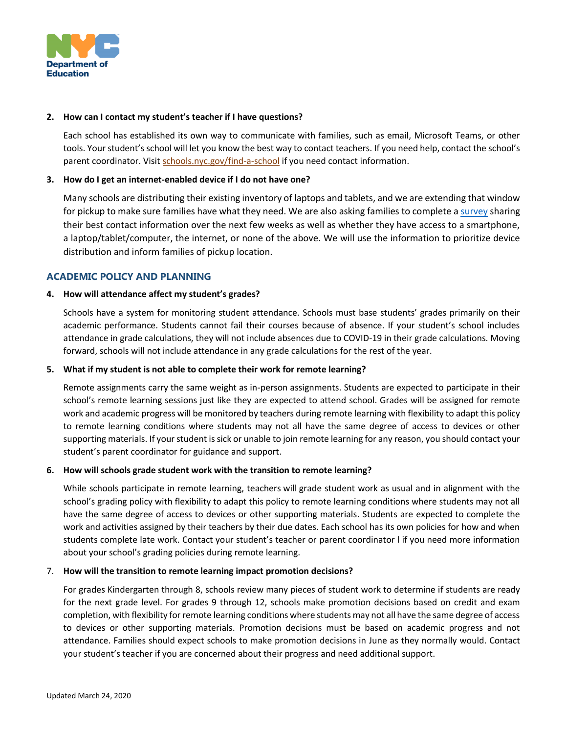**2. How can I contact my student's teacher if I have questions?**

Each school has established its own way to communicate with families, such as email, Microsoft Teams, or other tools. Your student's school will let you know the best way to contact teachers. If you need help, contact the school's parent coordinator. Visit schools.nyc.gov/find-a-school if you need contact information.

**3. How do I get an internet-enabled device if I do not have one?**

Many schools are distributing their existing inventory of laptops and tablets, and we are extending that window for pickup to make sure families have what they need. We are also asking families to complete a survey sharing their best contact information over the next few weeks as well as whether they have access to a smartphone, a laptop/tablet/computer, the internet, or none of the above. We will use the information to prioritize device distribution and inform families of pickup location.

## ACADEMIC POLICY AND PLANNING

**4. How will attendance affect my student's grades?**

Schools have a system for monitoring student attendance. Schools must base students' grades primarily on their academic performance. Students cannot fail their courses because of absence. If your student's school includes attendance in grade calculations, they will not include absences due to COVID-19 in their grade calculations. Moving forward, schools will not include attendance in any grade calculations for the rest of the year.

**5. What if my student is not able to complete their work for remote learning?**

Remote assignments carry the same weight as in-person assignments. Students are expected to participate in their school's remote learning sessions just like they are expected to attend school. Grades will be assigned for remote work and academic progress will be monitored by teachers during remote learning with flexibility to adapt this policy to remote learning conditions where students may not all have the same degree of access to devices or other supporting materials. If your student is sick or unable to join remote learning for any reason, you should contact your student's parent coordinator for guidance and support.

**6. How will schools grade student work with the transition to remote learning?**

While schools participate in remote learning, teachers will grade student work as usual and in alignment with the school's grading policy with flexibility to adapt this policy to remote learning conditions where students may not all have the same degree of access to devices or other supporting materials. Students are expected to complete the work and activities assigned by their teachers by their due dates. Each school has its own policies for how and when students complete late work. Contact your student's teacher or parent coordinator l if you need more information about your school's grading policies during remote learning.

**7. How will the transition to remote learning impact promotion decisions?**

For grades Kindergarten through 8, schools review many pieces of student work to determine if students are ready for the next grade level. For grades 9 through 12, schools make promotion decisions based on credit and exam completion, with flexibility for remote learning conditions where students may not all have the same degree of access to devices or other supporting materials. Promotion decisions must be based on academic progress and not attendance. Families should expect schools to make promotion decisions in June as they normally would. Contact your student's teacher if you are concerned about their progress and need additional support.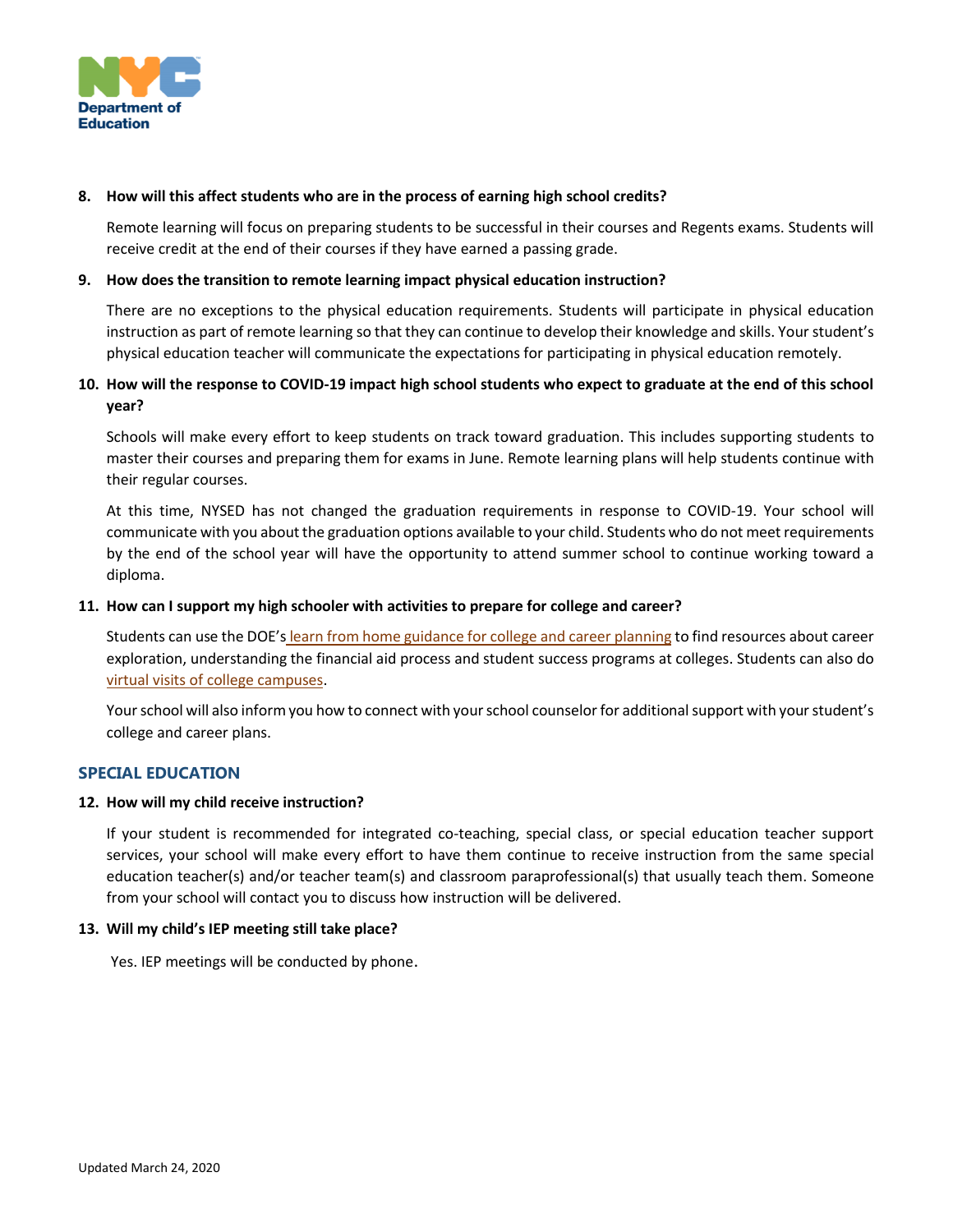**8. How will this affect students who are in the process of earning high school credits?**

Remote learning will focus on preparing students to be successful in their courses and Regents exams. Students will receive credit at the end of their courses if they have earned a passing grade.

**9. How does the transition to remote learning impact physical education instruction?**

There are no exceptions to the physical education requirements. Students will participate in physical education instruction as part of remote learning so that they can continue to develop their knowledge and skills. Your student's physical education teacher will communicate the expectations for participating in physical education remotely.

**10. How will the response to COVID-19 impact high school students who expect to graduate at the end of this school year?**

Schools will make every effort to keep students on track toward graduation. This includes supporting students to master their courses and preparing them for exams in June. Remote learning plans will help students continue with their regular courses.

At this time, NYSED has not changed the graduation requirements in response to COVID-19. Your school will communicate with you about the graduation options available to your child. Students who do not meet requirements by the end of the school year will have the opportunity to attend summer school to continue working toward a diploma.

**11. How can I support my high schooler with activities to prepare for college and career?**

Students can use the DOE's learn from home guidance for college and career planning to find resources about career exploration, understanding the financial aid process and student success programs at colleges. Students can also do virtual visits of college campuses.

Your school will also inform you how to connect with your school counselor for additional support with your student's college and career plans.

## SPECIAL EDUCATION

**12. How will my child receive instruction?**

If your student is recommended for integrated co-teaching, special class, or special education teacher support services, your school will make every effort to have them continue to receive instruction from the same special education teacher(s) and/or teacher team(s) and classroom paraprofessional(s) that usually teach them. Someone from your school will contact you to discuss how instruction will be delivered.

**13. Will my child's IEP meeting still take place?**

Yes. IEP meetings will be conducted by phone.

Updated March 24, 2020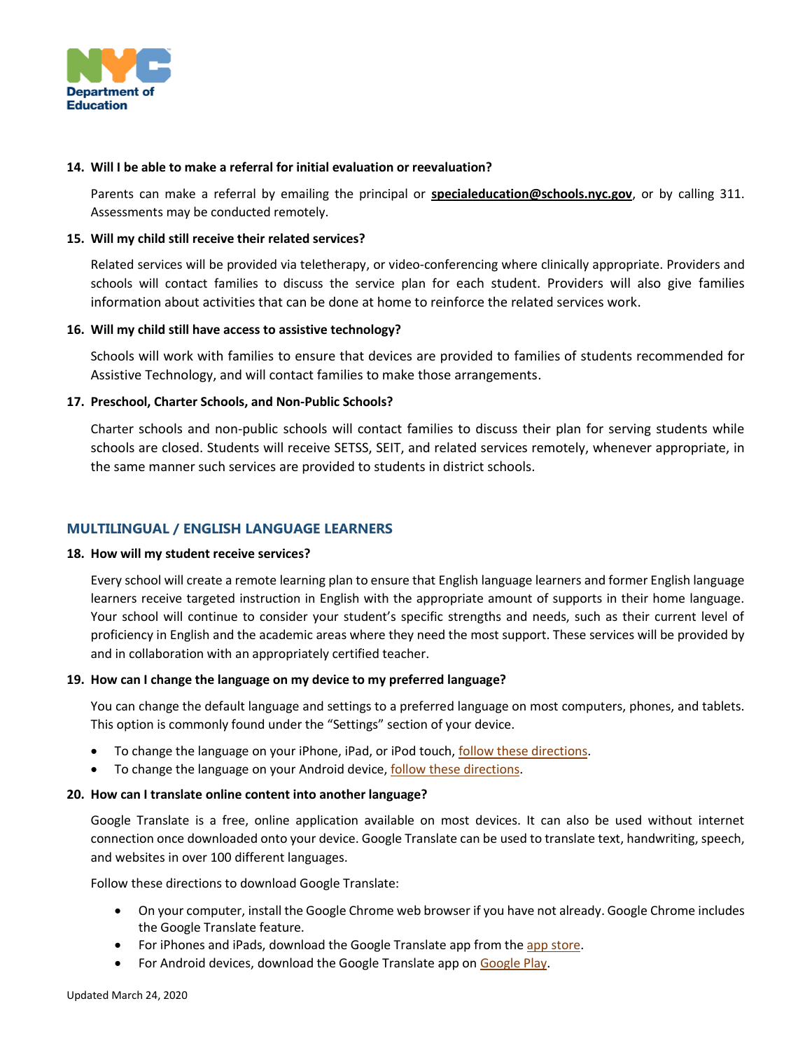**14. Will I be able to make a referral for initial evaluation or reevaluation?**

Parents can make a referral by emailing the principal or **specialeducation@schools.nyc.gov**, or by calling 311. Assessments may be conducted remotely.

**15. Will my child still receive their related services?**

Related services will be provided via teletherapy, or video-conferencing where clinically appropriate. Providers and schools will contact families to discuss the service plan for each student. Providers will also give families information about activities that can be done at home to reinforce the related services work.

**16. Will my child still have access to assistive technology?**

Schools will work with families to ensure that devices are provided to families of students recommended for Assistive Technology, and will contact families to make those arrangements.

**17. Preschool, Charter Schools, and Non-Public Schools?**

Charter schools and non-public schools will contact families to discuss their plan for serving students while schools are closed. Students will receive SETSS, SEIT, and related services remotely, whenever appropriate, in the same manner such services are provided to students in district schools.

## MULTILINGUAL / ENGLISH LANGUAGE LEARNERS

**18. How will my student receive services?**

Every school will create a remote learning plan to ensure that English language learners and former English language learners receive targeted instruction in English with the appropriate amount of supports in their home language. Your school will continue to consider your student's specific strengths and needs, such as their current level of proficiency in English and the academic areas where they need the most support. These services will be provided by and in collaboration with an appropriately certified teacher.

**19. How can I change the language on my device to my preferred language?**

You can change the default language and settings to a preferred language on most computers, phones, and tablets. This option is commonly found under the "Settings" section of your device.

- To change the language on your iPhone, iPad, or iPod touch, follow these directions.
- To change the language on your Android device, follow these directions.

**20. How can I translate online content into another language?**

Google Translate is a free, online application available on most devices. It can also be used without internet connection once downloaded onto your device. Google Translate can be used to translate text, handwriting, speech, and websites in over 100 different languages.

Follow these directions to download Google Translate:

- On your computer, install the Google Chrome web browser if you have not already. Google Chrome includes the Google Translate feature.
- For iPhones and iPads, download the Google Translate app from the app store.
- For Android devices, download the Google Translate app on Google Play.

Updated March 24, 2020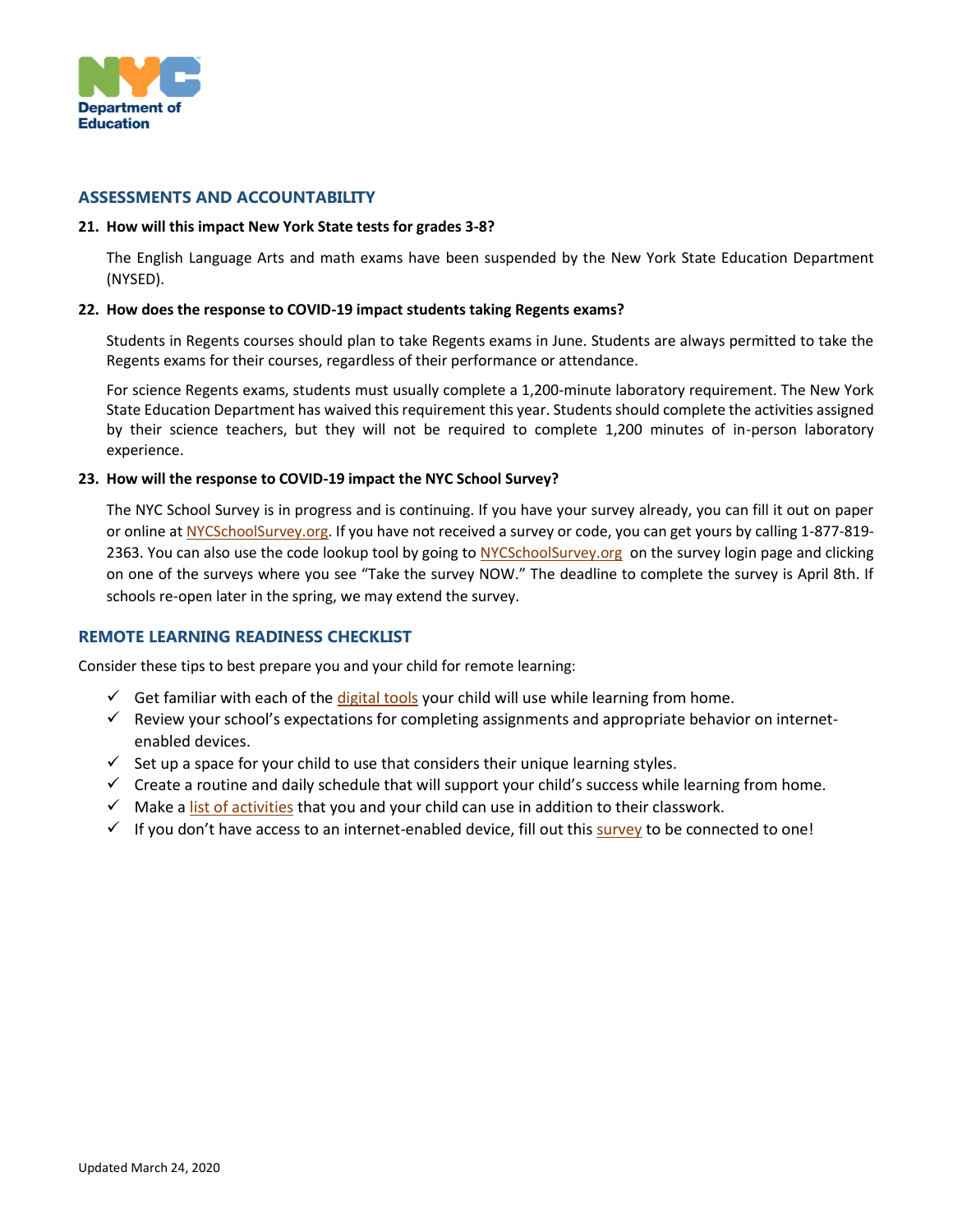## ASSESSMENTS AND ACCOUNTABILITY

**21. How will this impact New York State tests for grades 3-8?**

The English Language Arts and math exams have been suspended by the New York State Education Department (NYSED).

**22. How does the response to COVID-19 impact students taking Regents exams?**

Students in Regents courses should plan to take Regents exams in June. Students are always permitted to take the Regents exams for their courses, regardless of their performance or attendance.

For science Regents exams, students must usually complete a 1,200-minute laboratory requirement. The New York State Education Department has waived this requirement this year. Students should complete the activities assigned by their science teachers, but they will not be required to complete 1,200 minutes of in-person laboratory experience.

**23. How will the response to COVID-19 impact the NYC School Survey?**

The NYC School Survey is in progress and is continuing. If you have your survey already, you can fill it out on paper or online at NYCSchoolSurvey.org. If you have not received a survey or code, you can get yours by calling 1-877-819-2363. You can also use the code lookup tool by going to NYCSchoolSurvey.org on the survey login page and clicking on one of the surveys where you see "Take the survey NOW." The deadline to complete the survey is April 8th. If schools re-open later in the spring, we may extend the survey.

## REMOTE LEARNING READINESS CHECKLIST

Consider these tips to best prepare you and your child for remote learning:

- ✓ Get familiar with each of the digital tools your child will use while learning from home.
- ✓ Review your school's expectations for completing assignments and appropriate behavior on internet-enabled devices.
- ✓ Set up a space for your child to use that considers their unique learning styles.
- ✓ Create a routine and daily schedule that will support your child's success while learning from home.
- ✓ Make a list of activities that you and your child can use in addition to their classwork.
- ✓ If you don't have access to an internet-enabled device, fill out this survey to be connected to one!

Updated March 24, 2020